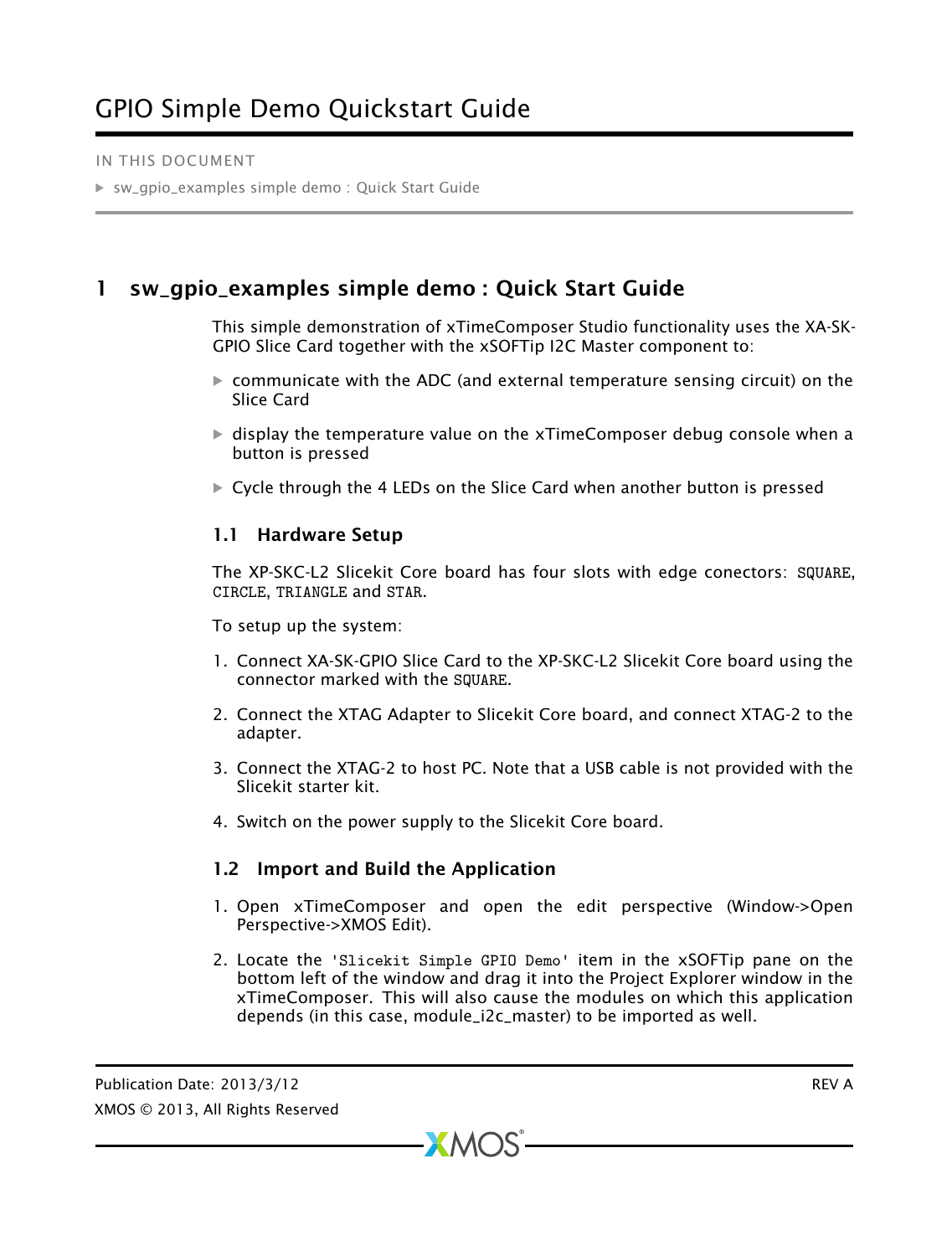# GPIO Simple Demo Quickstart Guide

IN THIS DOCUMENT

- sw_gpio_examples simple demo : Quick Start Guide

## 1 sw_gpio_examples simple demo : Quick Start Guide

This simple demonstration of xTimeComposer Studio functionality uses the XA-SK-GPIO Slice Card together with the xSOFTip I2C Master component to:

- communicate with the ADC (and external temperature sensing circuit) on the Slice Card
- display the temperature value on the xTimeComposer debug console when a button is pressed
- Cycle through the 4 LEDs on the Slice Card when another button is pressed

### 1.1 Hardware Setup

The XP-SKC-L2 Slicekit Core board has four slots with edge conectors: `SQUARE`, `CIRCLE`, `TRIANGLE` and `STAR`.

To setup up the system:

1. Connect XA-SK-GPIO Slice Card to the XP-SKC-L2 Slicekit Core board using the connector marked with the `SQUARE`.
2. Connect the XTAG Adapter to Slicekit Core board, and connect XTAG-2 to the adapter.
3. Connect the XTAG-2 to host PC. Note that a USB cable is not provided with the Slicekit starter kit.
4. Switch on the power supply to the Slicekit Core board.

### 1.2 Import and Build the Application

1. Open xTimeComposer and open the edit perspective (Window->Open Perspective->XMOS Edit).
2. Locate the `'Slicekit Simple GPIO Demo'` item in the xSOFTip pane on the bottom left of the window and drag it into the Project Explorer window in the xTimeComposer. This will also cause the modules on which this application depends (in this case, module_i2c_master) to be imported as well.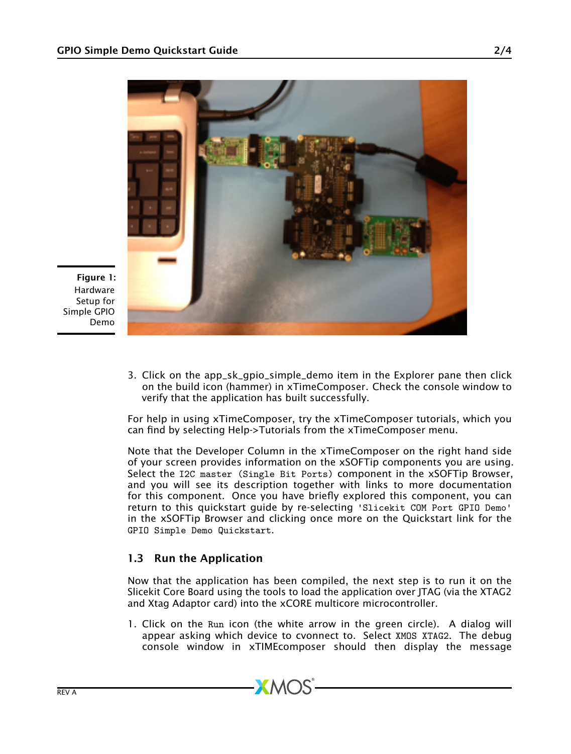Figure 1: Hardware Setup for Simple GPIO Demo

3. Click on the app_sk_gpio_simple_demo item in the Explorer pane then click on the build icon (hammer) in xTimeComposer. Check the console window to verify that the application has built successfully.

For help in using xTimeComposer, try the xTimeComposer tutorials, which you can find by selecting Help->Tutorials from the xTimeComposer menu.

Note that the Developer Column in the xTimeComposer on the right hand side of your screen provides information on the xSOFTip components you are using. Select the `I2C master (Single Bit Ports)` component in the xSOFTip Browser, and you will see its description together with links to more documentation for this component. Once you have briefly explored this component, you can return to this quickstart guide by re-selecting `'Slicekit COM Port GPIO Demo'` in the xSOFTip Browser and clicking once more on the Quickstart link for the `GPIO Simple Demo Quickstart`.

### 1.3 Run the Application

Now that the application has been compiled, the next step is to run it on the Slicekit Core Board using the tools to load the application over JTAG (via the XTAG2 and Xtag Adaptor card) into the xCORE multicore microcontroller.

1. Click on the `Run` icon (the white arrow in the green circle). A dialog will appear asking which device to cvonnect to. Select `XMOS XTAG2`. The debug console window in xTIMEcomposer should then display the message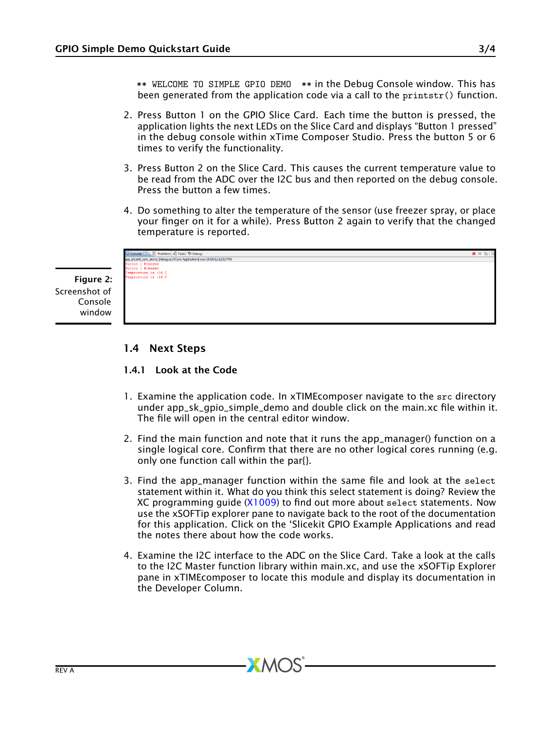`** WELCOME TO SIMPLE GPIO DEMO **` in the Debug Console window. This has been generated from the application code via a call to the `printstr()` function.

2. Press Button 1 on the GPIO Slice Card. Each time the button is pressed, the application lights the next LEDs on the Slice Card and displays "Button 1 pressed" in the debug console within xTime Composer Studio. Press the button 5 or 6 times to verify the functionality.

3. Press Button 2 on the Slice Card. This causes the current temperature value to be read from the ADC over the I2C bus and then reported on the debug console. Press the button a few times.

4. Do something to alter the temperature of the sensor (use freezer spray, or place your finger on it for a while). Press Button 2 again to verify that the changed temperature is reported.

**Figure 2:** Screenshot of Console window

## 1.4 Next Steps

### 1.4.1 Look at the Code

1. Examine the application code. In xTIMEcomposer navigate to the `src` directory under app_sk_gpio_simple_demo and double click on the main.xc file within it. The file will open in the central editor window.

2. Find the main function and note that it runs the app_manager() function on a single logical core. Confirm that there are no other logical cores running (e.g. only one function call within the par{}.

3. Find the app_manager function within the same file and look at the `select` statement within it. What do you think this select statement is doing? Review the XC programming guide (X1009) to find out more about `select` statements. Now use the xSOFTip explorer pane to navigate back to the root of the documentation for this application. Click on the 'Slicekit GPIO Example Applications and read the notes there about how the code works.

4. Examine the I2C interface to the ADC on the Slice Card. Take a look at the calls to the I2C Master function library within main.xc, and use the xSOFTip Explorer pane in xTIMEcomposer to locate this module and display its documentation in the Developer Column.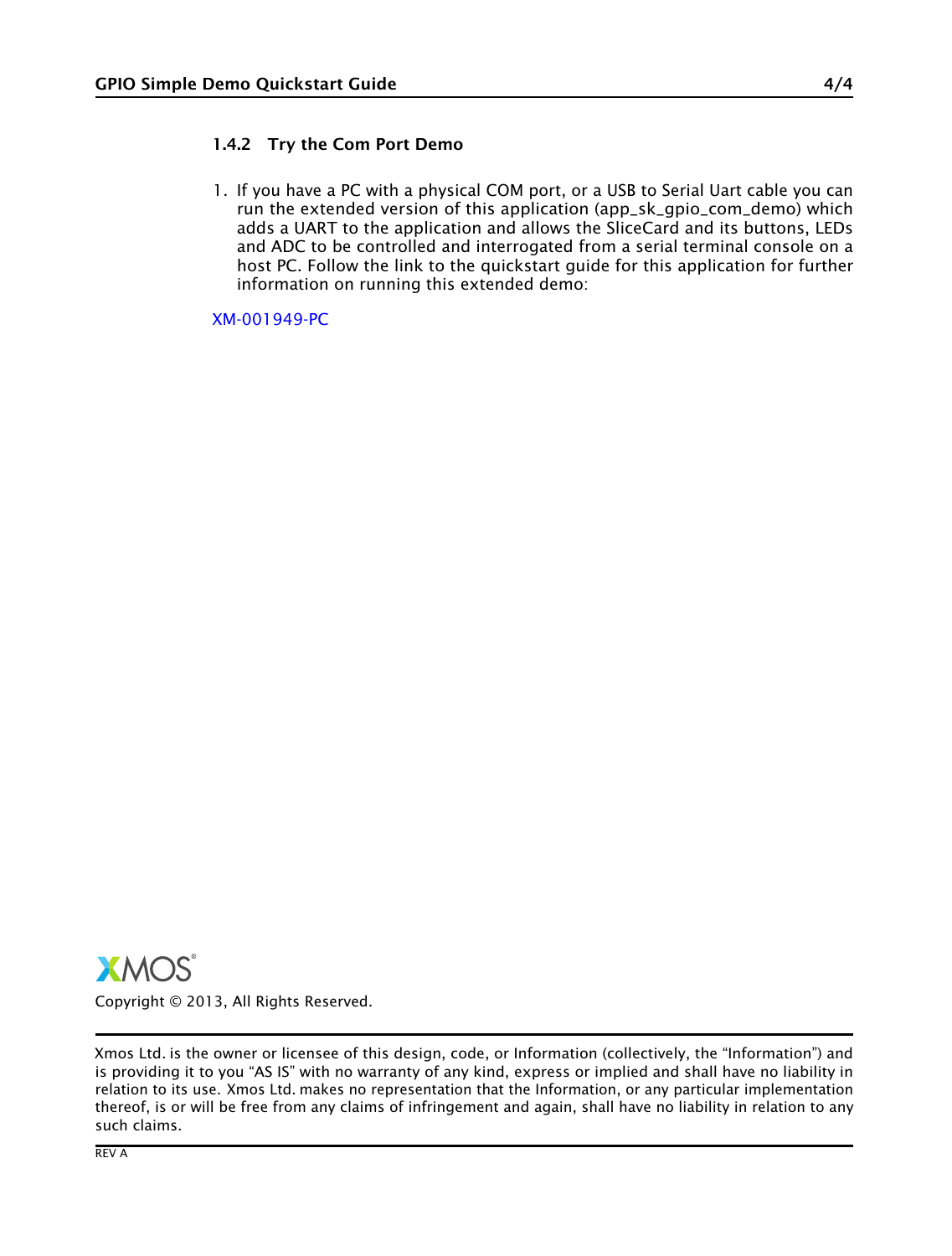### 1.4.2 Try the Com Port Demo

1. If you have a PC with a physical COM port, or a USB to Serial Uart cable you can run the extended version of this application (app_sk_gpio_com_demo) which adds a UART to the application and allows the SliceCard and its buttons, LEDs and ADC to be controlled and interrogated from a serial terminal console on a host PC. Follow the link to the quickstart guide for this application for further information on running this extended demo:

XM-001949-PC

XMOS

Copyright © 2013, All Rights Reserved.

---

Xmos Ltd. is the owner or licensee of this design, code, or Information (collectively, the "Information") and is providing it to you "AS IS" with no warranty of any kind, express or implied and shall have no liability in relation to its use. Xmos Ltd. makes no representation that the Information, or any particular implementation thereof, is or will be free from any claims of infringement and again, shall have no liability in relation to any such claims.

REV A